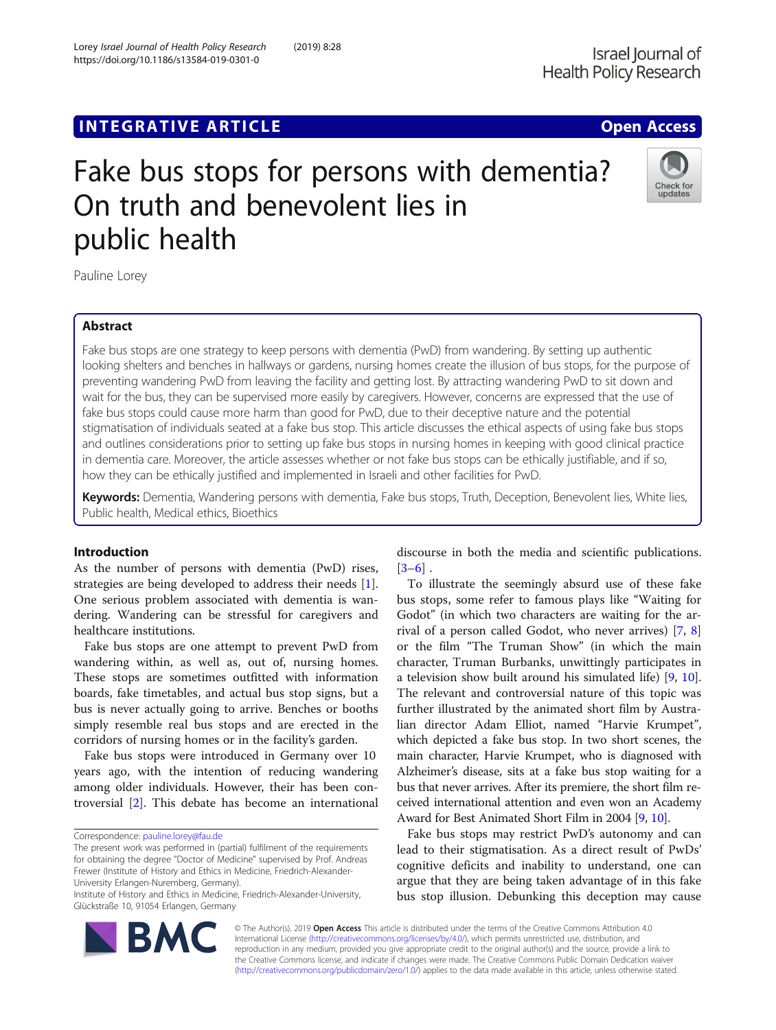INTEGRATIVE ARTICLE

Open Access

# Fake bus stops for persons with dementia? On truth and benevolent lies in public health

Pauline Lorey

## Abstract

Fake bus stops are one strategy to keep persons with dementia (PwD) from wandering. By setting up authentic looking shelters and benches in hallways or gardens, nursing homes create the illusion of bus stops, for the purpose of preventing wandering PwD from leaving the facility and getting lost. By attracting wandering PwD to sit down and wait for the bus, they can be supervised more easily by caregivers. However, concerns are expressed that the use of fake bus stops could cause more harm than good for PwD, due to their deceptive nature and the potential stigmatisation of individuals seated at a fake bus stop. This article discusses the ethical aspects of using fake bus stops and outlines considerations prior to setting up fake bus stops in nursing homes in keeping with good clinical practice in dementia care. Moreover, the article assesses whether or not fake bus stops can be ethically justifiable, and if so, how they can be ethically justified and implemented in Israeli and other facilities for PwD.

**Keywords:** Dementia, Wandering persons with dementia, Fake bus stops, Truth, Deception, Benevolent lies, White lies, Public health, Medical ethics, Bioethics

## Introduction

As the number of persons with dementia (PwD) rises, strategies are being developed to address their needs [1]. One serious problem associated with dementia is wandering. Wandering can be stressful for caregivers and healthcare institutions.

Fake bus stops are one attempt to prevent PwD from wandering within, as well as, out of, nursing homes. These stops are sometimes outfitted with information boards, fake timetables, and actual bus stop signs, but a bus is never actually going to arrive. Benches or booths simply resemble real bus stops and are erected in the corridors of nursing homes or in the facility's garden.

Fake bus stops were introduced in Germany over 10 years ago, with the intention of reducing wandering among older individuals. However, their has been controversial [2]. This debate has become an international discourse in both the media and scientific publications. [3–6] .

To illustrate the seemingly absurd use of these fake bus stops, some refer to famous plays like "Waiting for Godot" (in which two characters are waiting for the arrival of a person called Godot, who never arrives) [7, 8] or the film "The Truman Show" (in which the main character, Truman Burbanks, unwittingly participates in a television show built around his simulated life) [9, 10]. The relevant and controversial nature of this topic was further illustrated by the animated short film by Australian director Adam Elliot, named "Harvie Krumpet", which depicted a fake bus stop. In two short scenes, the main character, Harvie Krumpet, who is diagnosed with Alzheimer's disease, sits at a fake bus stop waiting for a bus that never arrives. After its premiere, the short film received international attention and even won an Academy Award for Best Animated Short Film in 2004 [9, 10].

Fake bus stops may restrict PwD's autonomy and can lead to their stigmatisation. As a direct result of PwDs' cognitive deficits and inability to understand, one can argue that they are being taken advantage of in this fake bus stop illusion. Debunking this deception may cause

Correspondence: pauline.lorey@fau.de

The present work was performed in (partial) fulfilment of the requirements for obtaining the degree "Doctor of Medicine" supervised by Prof. Andreas Frewer (Institute of History and Ethics in Medicine, Friedrich-Alexander-University Erlangen-Nuremberg, Germany).

Institute of History and Ethics in Medicine, Friedrich-Alexander-University, Glückstraße 10, 91054 Erlangen, Germany

© The Author(s). 2019 **Open Access** This article is distributed under the terms of the Creative Commons Attribution 4.0 International License (http://creativecommons.org/licenses/by/4.0/), which permits unrestricted use, distribution, and reproduction in any medium, provided you give appropriate credit to the original author(s) and the source, provide a link to the Creative Commons license, and indicate if changes were made. The Creative Commons Public Domain Dedication waiver (http://creativecommons.org/publicdomain/zero/1.0/) applies to the data made available in this article, unless otherwise stated.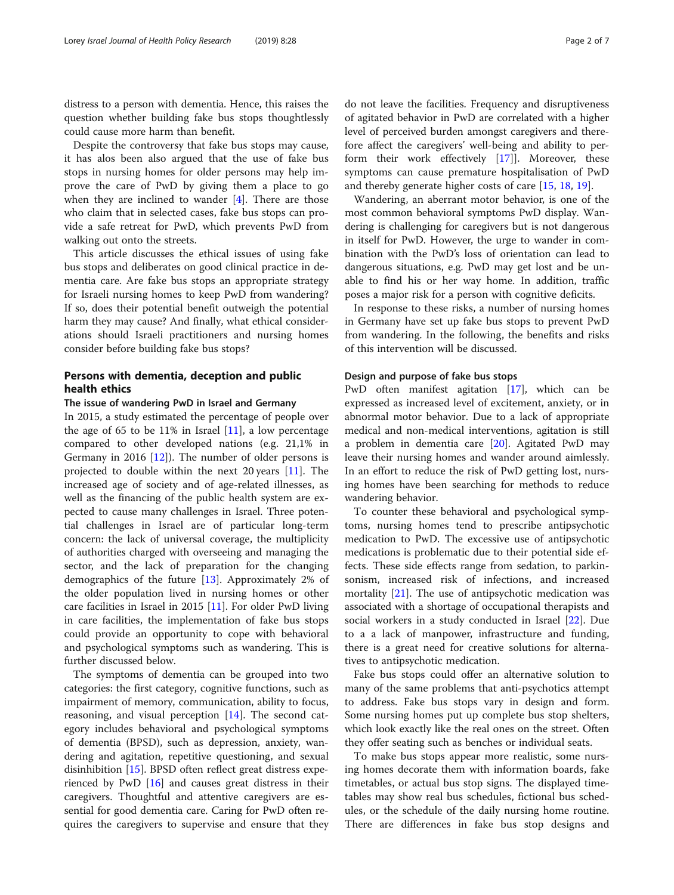distress to a person with dementia. Hence, this raises the question whether building fake bus stops thoughtlessly could cause more harm than benefit.

Despite the controversy that fake bus stops may cause, it has alos been also argued that the use of fake bus stops in nursing homes for older persons may help improve the care of PwD by giving them a place to go when they are inclined to wander [4]. There are those who claim that in selected cases, fake bus stops can provide a safe retreat for PwD, which prevents PwD from walking out onto the streets.

This article discusses the ethical issues of using fake bus stops and deliberates on good clinical practice in dementia care. Are fake bus stops an appropriate strategy for Israeli nursing homes to keep PwD from wandering? If so, does their potential benefit outweigh the potential harm they may cause? And finally, what ethical considerations should Israeli practitioners and nursing homes consider before building fake bus stops?

## Persons with dementia, deception and public health ethics

### The issue of wandering PwD in Israel and Germany

In 2015, a study estimated the percentage of people over the age of 65 to be 11% in Israel [11], a low percentage compared to other developed nations (e.g. 21,1% in Germany in 2016 [12]). The number of older persons is projected to double within the next 20 years [11]. The increased age of society and of age-related illnesses, as well as the financing of the public health system are expected to cause many challenges in Israel. Three potential challenges in Israel are of particular long-term concern: the lack of universal coverage, the multiplicity of authorities charged with overseeing and managing the sector, and the lack of preparation for the changing demographics of the future [13]. Approximately 2% of the older population lived in nursing homes or other care facilities in Israel in 2015 [11]. For older PwD living in care facilities, the implementation of fake bus stops could provide an opportunity to cope with behavioral and psychological symptoms such as wandering. This is further discussed below.

The symptoms of dementia can be grouped into two categories: the first category, cognitive functions, such as impairment of memory, communication, ability to focus, reasoning, and visual perception [14]. The second category includes behavioral and psychological symptoms of dementia (BPSD), such as depression, anxiety, wandering and agitation, repetitive questioning, and sexual disinhibition [15]. BPSD often reflect great distress experienced by PwD [16] and causes great distress in their caregivers. Thoughtful and attentive caregivers are essential for good dementia care. Caring for PwD often requires the caregivers to supervise and ensure that they do not leave the facilities. Frequency and disruptiveness of agitated behavior in PwD are correlated with a higher level of perceived burden amongst caregivers and therefore affect the caregivers' well-being and ability to perform their work effectively [17]]. Moreover, these symptoms can cause premature hospitalisation of PwD and thereby generate higher costs of care [15, 18, 19].

Wandering, an aberrant motor behavior, is one of the most common behavioral symptoms PwD display. Wandering is challenging for caregivers but is not dangerous in itself for PwD. However, the urge to wander in combination with the PwD's loss of orientation can lead to dangerous situations, e.g. PwD may get lost and be unable to find his or her way home. In addition, traffic poses a major risk for a person with cognitive deficits.

In response to these risks, a number of nursing homes in Germany have set up fake bus stops to prevent PwD from wandering. In the following, the benefits and risks of this intervention will be discussed.

### Design and purpose of fake bus stops

PwD often manifest agitation [17], which can be expressed as increased level of excitement, anxiety, or in abnormal motor behavior. Due to a lack of appropriate medical and non-medical interventions, agitation is still a problem in dementia care [20]. Agitated PwD may leave their nursing homes and wander around aimlessly. In an effort to reduce the risk of PwD getting lost, nursing homes have been searching for methods to reduce wandering behavior.

To counter these behavioral and psychological symptoms, nursing homes tend to prescribe antipsychotic medication to PwD. The excessive use of antipsychotic medications is problematic due to their potential side effects. These side effects range from sedation, to parkinsonism, increased risk of infections, and increased mortality [21]. The use of antipsychotic medication was associated with a shortage of occupational therapists and social workers in a study conducted in Israel [22]. Due to a a lack of manpower, infrastructure and funding, there is a great need for creative solutions for alternatives to antipsychotic medication.

Fake bus stops could offer an alternative solution to many of the same problems that anti-psychotics attempt to address. Fake bus stops vary in design and form. Some nursing homes put up complete bus stop shelters, which look exactly like the real ones on the street. Often they offer seating such as benches or individual seats.

To make bus stops appear more realistic, some nursing homes decorate them with information boards, fake timetables, or actual bus stop signs. The displayed timetables may show real bus schedules, fictional bus schedules, or the schedule of the daily nursing home routine. There are differences in fake bus stop designs and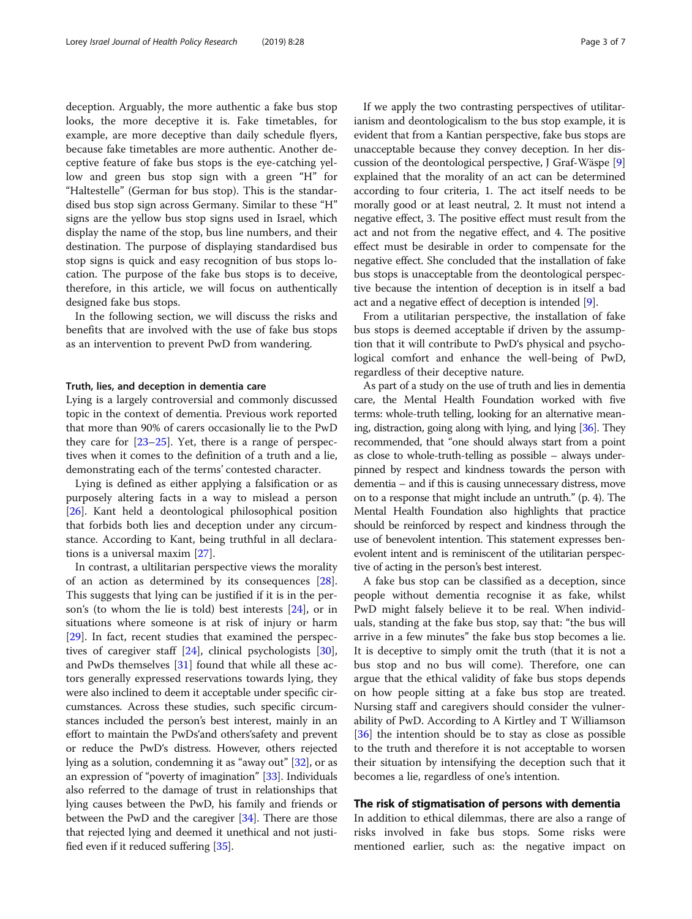deception. Arguably, the more authentic a fake bus stop looks, the more deceptive it is. Fake timetables, for example, are more deceptive than daily schedule flyers, because fake timetables are more authentic. Another deceptive feature of fake bus stops is the eye-catching yellow and green bus stop sign with a green "H" for "Haltestelle" (German for bus stop). This is the standardised bus stop sign across Germany. Similar to these "H" signs are the yellow bus stop signs used in Israel, which display the name of the stop, bus line numbers, and their destination. The purpose of displaying standardised bus stop signs is quick and easy recognition of bus stops location. The purpose of the fake bus stops is to deceive, therefore, in this article, we will focus on authentically designed fake bus stops.

In the following section, we will discuss the risks and benefits that are involved with the use of fake bus stops as an intervention to prevent PwD from wandering.

#### Truth, lies, and deception in dementia care

Lying is a largely controversial and commonly discussed topic in the context of dementia. Previous work reported that more than 90% of carers occasionally lie to the PwD they care for [23–25]. Yet, there is a range of perspectives when it comes to the definition of a truth and a lie, demonstrating each of the terms' contested character.

Lying is defined as either applying a falsification or as purposely altering facts in a way to mislead a person [26]. Kant held a deontological philosophical position that forbids both lies and deception under any circumstance. According to Kant, being truthful in all declarations is a universal maxim [27].

In contrast, a ulilitarian perspective views the morality of an action as determined by its consequences [28]. This suggests that lying can be justified if it is in the person's (to whom the lie is told) best interests [24], or in situations where someone is at risk of injury or harm [29]. In fact, recent studies that examined the perspectives of caregiver staff [24], clinical psychologists [30], and PwDs themselves [31] found that while all these actors generally expressed reservations towards lying, they were also inclined to deem it acceptable under specific circumstances. Across these studies, such specific circumstances included the person's best interest, mainly in an effort to maintain the PwDs'and others'safety and prevent or reduce the PwD's distress. However, others rejected lying as a solution, condemning it as "away out" [32], or as an expression of "poverty of imagination" [33]. Individuals also referred to the damage of trust in relationships that lying causes between the PwD, his family and friends or between the PwD and the caregiver [34]. There are those that rejected lying and deemed it unethical and not justified even if it reduced suffering [35].

If we apply the two contrasting perspectives of utilitarianism and deontologicalism to the bus stop example, it is evident that from a Kantian perspective, fake bus stops are unacceptable because they convey deception. In her discussion of the deontological perspective, J Graf-Wäspe [9] explained that the morality of an act can be determined according to four criteria, 1. The act itself needs to be morally good or at least neutral, 2. It must not intend a negative effect, 3. The positive effect must result from the act and not from the negative effect, and 4. The positive effect must be desirable in order to compensate for the negative effect. She concluded that the installation of fake bus stops is unacceptable from the deontological perspective because the intention of deception is in itself a bad act and a negative effect of deception is intended [9].

From a utilitarian perspective, the installation of fake bus stops is deemed acceptable if driven by the assumption that it will contribute to PwD's physical and psychological comfort and enhance the well-being of PwD, regardless of their deceptive nature.

As part of a study on the use of truth and lies in dementia care, the Mental Health Foundation worked with five terms: whole-truth telling, looking for an alternative meaning, distraction, going along with lying, and lying [36]. They recommended, that "one should always start from a point as close to whole-truth-telling as possible – always underpinned by respect and kindness towards the person with dementia – and if this is causing unnecessary distress, move on to a response that might include an untruth." (p. 4). The Mental Health Foundation also highlights that practice should be reinforced by respect and kindness through the use of benevolent intention. This statement expresses benevolent intent and is reminiscent of the utilitarian perspective of acting in the person's best interest.

A fake bus stop can be classified as a deception, since people without dementia recognise it as fake, whilst PwD might falsely believe it to be real. When individuals, standing at the fake bus stop, say that: "the bus will arrive in a few minutes" the fake bus stop becomes a lie. It is deceptive to simply omit the truth (that it is not a bus stop and no bus will come). Therefore, one can argue that the ethical validity of fake bus stops depends on how people sitting at a fake bus stop are treated. Nursing staff and caregivers should consider the vulnerability of PwD. According to A Kirtley and T Williamson [36] the intention should be to stay as close as possible to the truth and therefore it is not acceptable to worsen their situation by intensifying the deception such that it becomes a lie, regardless of one's intention.

### The risk of stigmatisation of persons with dementia

In addition to ethical dilemmas, there are also a range of risks involved in fake bus stops. Some risks were mentioned earlier, such as: the negative impact on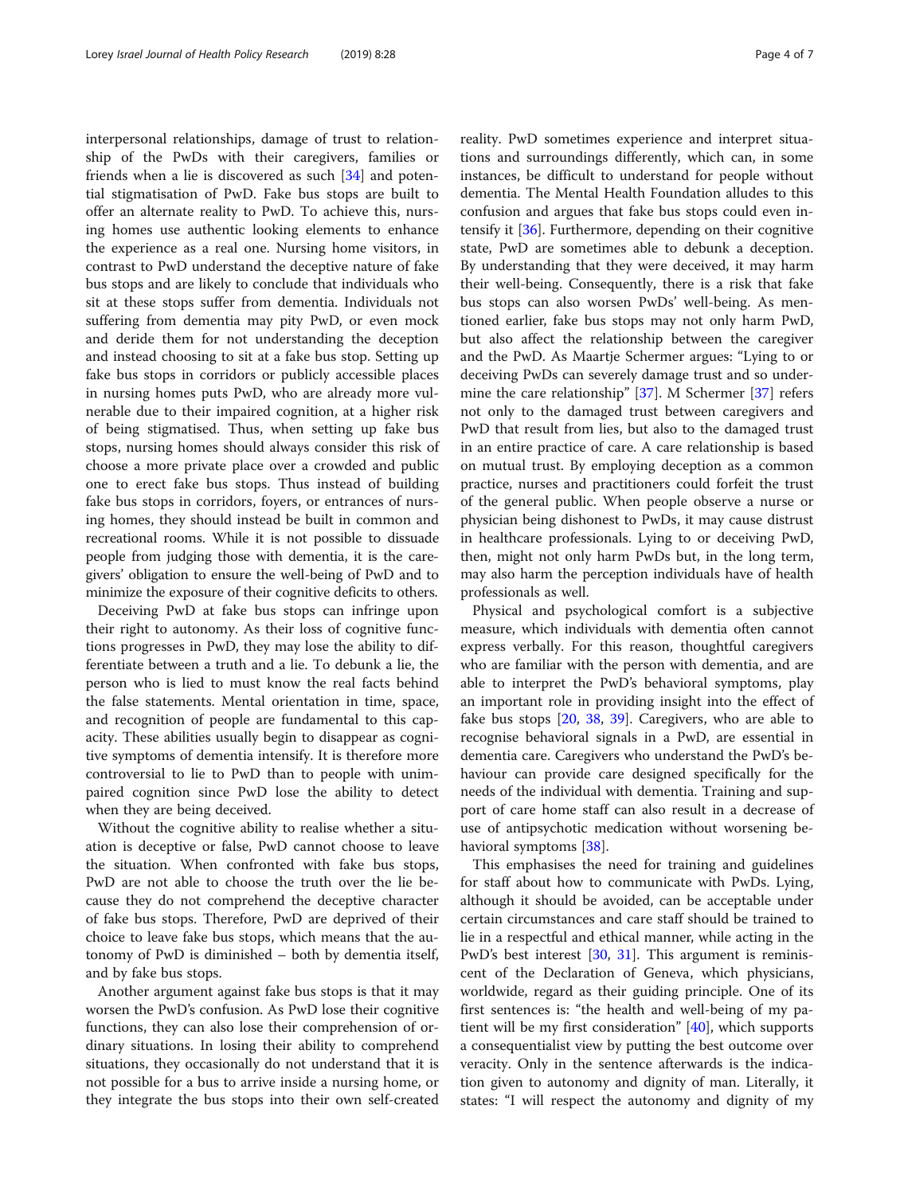interpersonal relationships, damage of trust to relationship of the PwDs with their caregivers, families or friends when a lie is discovered as such [34] and potential stigmatisation of PwD. Fake bus stops are built to offer an alternate reality to PwD. To achieve this, nursing homes use authentic looking elements to enhance the experience as a real one. Nursing home visitors, in contrast to PwD understand the deceptive nature of fake bus stops and are likely to conclude that individuals who sit at these stops suffer from dementia. Individuals not suffering from dementia may pity PwD, or even mock and deride them for not understanding the deception and instead choosing to sit at a fake bus stop. Setting up fake bus stops in corridors or publicly accessible places in nursing homes puts PwD, who are already more vulnerable due to their impaired cognition, at a higher risk of being stigmatised. Thus, when setting up fake bus stops, nursing homes should always consider this risk of choose a more private place over a crowded and public one to erect fake bus stops. Thus instead of building fake bus stops in corridors, foyers, or entrances of nursing homes, they should instead be built in common and recreational rooms. While it is not possible to dissuade people from judging those with dementia, it is the caregivers' obligation to ensure the well-being of PwD and to minimize the exposure of their cognitive deficits to others.

Deceiving PwD at fake bus stops can infringe upon their right to autonomy. As their loss of cognitive functions progresses in PwD, they may lose the ability to differentiate between a truth and a lie. To debunk a lie, the person who is lied to must know the real facts behind the false statements. Mental orientation in time, space, and recognition of people are fundamental to this capacity. These abilities usually begin to disappear as cognitive symptoms of dementia intensify. It is therefore more controversial to lie to PwD than to people with unimpaired cognition since PwD lose the ability to detect when they are being deceived.

Without the cognitive ability to realise whether a situation is deceptive or false, PwD cannot choose to leave the situation. When confronted with fake bus stops, PwD are not able to choose the truth over the lie because they do not comprehend the deceptive character of fake bus stops. Therefore, PwD are deprived of their choice to leave fake bus stops, which means that the autonomy of PwD is diminished – both by dementia itself, and by fake bus stops.

Another argument against fake bus stops is that it may worsen the PwD's confusion. As PwD lose their cognitive functions, they can also lose their comprehension of ordinary situations. In losing their ability to comprehend situations, they occasionally do not understand that it is not possible for a bus to arrive inside a nursing home, or they integrate the bus stops into their own self-created reality. PwD sometimes experience and interpret situations and surroundings differently, which can, in some instances, be difficult to understand for people without dementia. The Mental Health Foundation alludes to this confusion and argues that fake bus stops could even intensify it [36]. Furthermore, depending on their cognitive state, PwD are sometimes able to debunk a deception. By understanding that they were deceived, it may harm their well-being. Consequently, there is a risk that fake bus stops can also worsen PwDs' well-being. As mentioned earlier, fake bus stops may not only harm PwD, but also affect the relationship between the caregiver and the PwD. As Maartje Schermer argues: "Lying to or deceiving PwDs can severely damage trust and so undermine the care relationship" [37]. M Schermer [37] refers not only to the damaged trust between caregivers and PwD that result from lies, but also to the damaged trust in an entire practice of care. A care relationship is based on mutual trust. By employing deception as a common practice, nurses and practitioners could forfeit the trust of the general public. When people observe a nurse or physician being dishonest to PwDs, it may cause distrust in healthcare professionals. Lying to or deceiving PwD, then, might not only harm PwDs but, in the long term, may also harm the perception individuals have of health professionals as well.

Physical and psychological comfort is a subjective measure, which individuals with dementia often cannot express verbally. For this reason, thoughtful caregivers who are familiar with the person with dementia, and are able to interpret the PwD's behavioral symptoms, play an important role in providing insight into the effect of fake bus stops [20, 38, 39]. Caregivers, who are able to recognise behavioral signals in a PwD, are essential in dementia care. Caregivers who understand the PwD's behaviour can provide care designed specifically for the needs of the individual with dementia. Training and support of care home staff can also result in a decrease of use of antipsychotic medication without worsening behavioral symptoms [38].

This emphasises the need for training and guidelines for staff about how to communicate with PwDs. Lying, although it should be avoided, can be acceptable under certain circumstances and care staff should be trained to lie in a respectful and ethical manner, while acting in the PwD's best interest [30, 31]. This argument is reminiscent of the Declaration of Geneva, which physicians, worldwide, regard as their guiding principle. One of its first sentences is: "the health and well-being of my patient will be my first consideration" [40], which supports a consequentialist view by putting the best outcome over veracity. Only in the sentence afterwards is the indication given to autonomy and dignity of man. Literally, it states: "I will respect the autonomy and dignity of my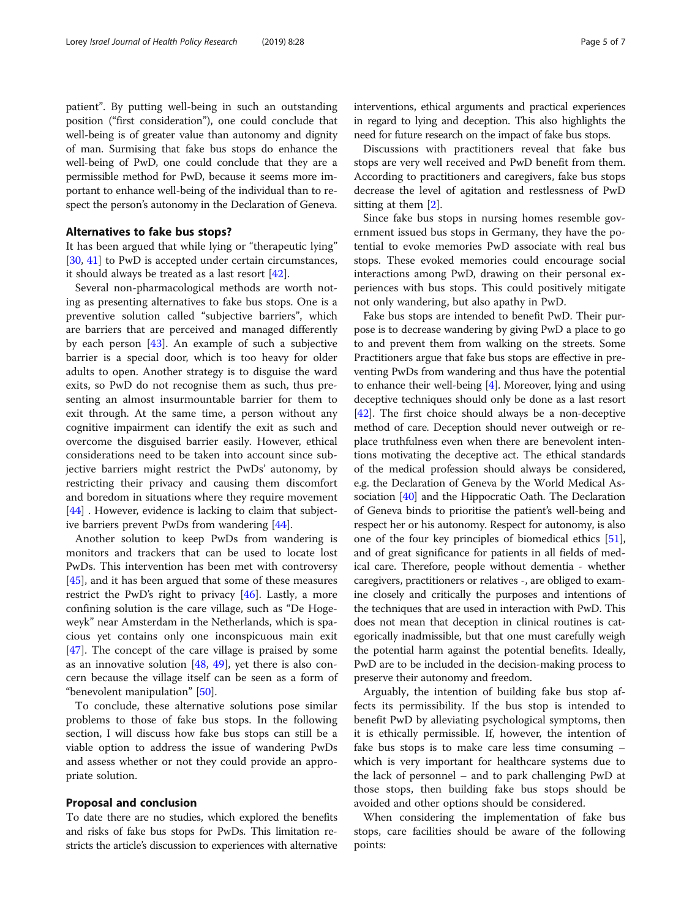patient". By putting well-being in such an outstanding position ("first consideration"), one could conclude that well-being is of greater value than autonomy and dignity of man. Surmising that fake bus stops do enhance the well-being of PwD, one could conclude that they are a permissible method for PwD, because it seems more important to enhance well-being of the individual than to respect the person's autonomy in the Declaration of Geneva.

## Alternatives to fake bus stops?

It has been argued that while lying or "therapeutic lying" [30, 41] to PwD is accepted under certain circumstances, it should always be treated as a last resort [42].

Several non-pharmacological methods are worth noting as presenting alternatives to fake bus stops. One is a preventive solution called "subjective barriers", which are barriers that are perceived and managed differently by each person [43]. An example of such a subjective barrier is a special door, which is too heavy for older adults to open. Another strategy is to disguise the ward exits, so PwD do not recognise them as such, thus presenting an almost insurmountable barrier for them to exit through. At the same time, a person without any cognitive impairment can identify the exit as such and overcome the disguised barrier easily. However, ethical considerations need to be taken into account since subjective barriers might restrict the PwDs' autonomy, by restricting their privacy and causing them discomfort and boredom in situations where they require movement [44] . However, evidence is lacking to claim that subjective barriers prevent PwDs from wandering [44].

Another solution to keep PwDs from wandering is monitors and trackers that can be used to locate lost PwDs. This intervention has been met with controversy [45], and it has been argued that some of these measures restrict the PwD's right to privacy [46]. Lastly, a more confining solution is the care village, such as "De Hogeweyk" near Amsterdam in the Netherlands, which is spacious yet contains only one inconspicuous main exit [47]. The concept of the care village is praised by some as an innovative solution [48, 49], yet there is also concern because the village itself can be seen as a form of "benevolent manipulation" [50].

To conclude, these alternative solutions pose similar problems to those of fake bus stops. In the following section, I will discuss how fake bus stops can still be a viable option to address the issue of wandering PwDs and assess whether or not they could provide an appropriate solution.

## Proposal and conclusion

To date there are no studies, which explored the benefits and risks of fake bus stops for PwDs. This limitation restricts the article's discussion to experiences with alternative interventions, ethical arguments and practical experiences in regard to lying and deception. This also highlights the need for future research on the impact of fake bus stops.

Discussions with practitioners reveal that fake bus stops are very well received and PwD benefit from them. According to practitioners and caregivers, fake bus stops decrease the level of agitation and restlessness of PwD sitting at them [2].

Since fake bus stops in nursing homes resemble government issued bus stops in Germany, they have the potential to evoke memories PwD associate with real bus stops. These evoked memories could encourage social interactions among PwD, drawing on their personal experiences with bus stops. This could positively mitigate not only wandering, but also apathy in PwD.

Fake bus stops are intended to benefit PwD. Their purpose is to decrease wandering by giving PwD a place to go to and prevent them from walking on the streets. Some Practitioners argue that fake bus stops are effective in preventing PwDs from wandering and thus have the potential to enhance their well-being [4]. Moreover, lying and using deceptive techniques should only be done as a last resort [42]. The first choice should always be a non-deceptive method of care. Deception should never outweigh or replace truthfulness even when there are benevolent intentions motivating the deceptive act. The ethical standards of the medical profession should always be considered, e.g. the Declaration of Geneva by the World Medical Association [40] and the Hippocratic Oath. The Declaration of Geneva binds to prioritise the patient's well-being and respect her or his autonomy. Respect for autonomy, is also one of the four key principles of biomedical ethics [51], and of great significance for patients in all fields of medical care. Therefore, people without dementia - whether caregivers, practitioners or relatives -, are obliged to examine closely and critically the purposes and intentions of the techniques that are used in interaction with PwD. This does not mean that deception in clinical routines is categorically inadmissible, but that one must carefully weigh the potential harm against the potential benefits. Ideally, PwD are to be included in the decision-making process to preserve their autonomy and freedom.

Arguably, the intention of building fake bus stop affects its permissibility. If the bus stop is intended to benefit PwD by alleviating psychological symptoms, then it is ethically permissible. If, however, the intention of fake bus stops is to make care less time consuming – which is very important for healthcare systems due to the lack of personnel – and to park challenging PwD at those stops, then building fake bus stops should be avoided and other options should be considered.

When considering the implementation of fake bus stops, care facilities should be aware of the following points: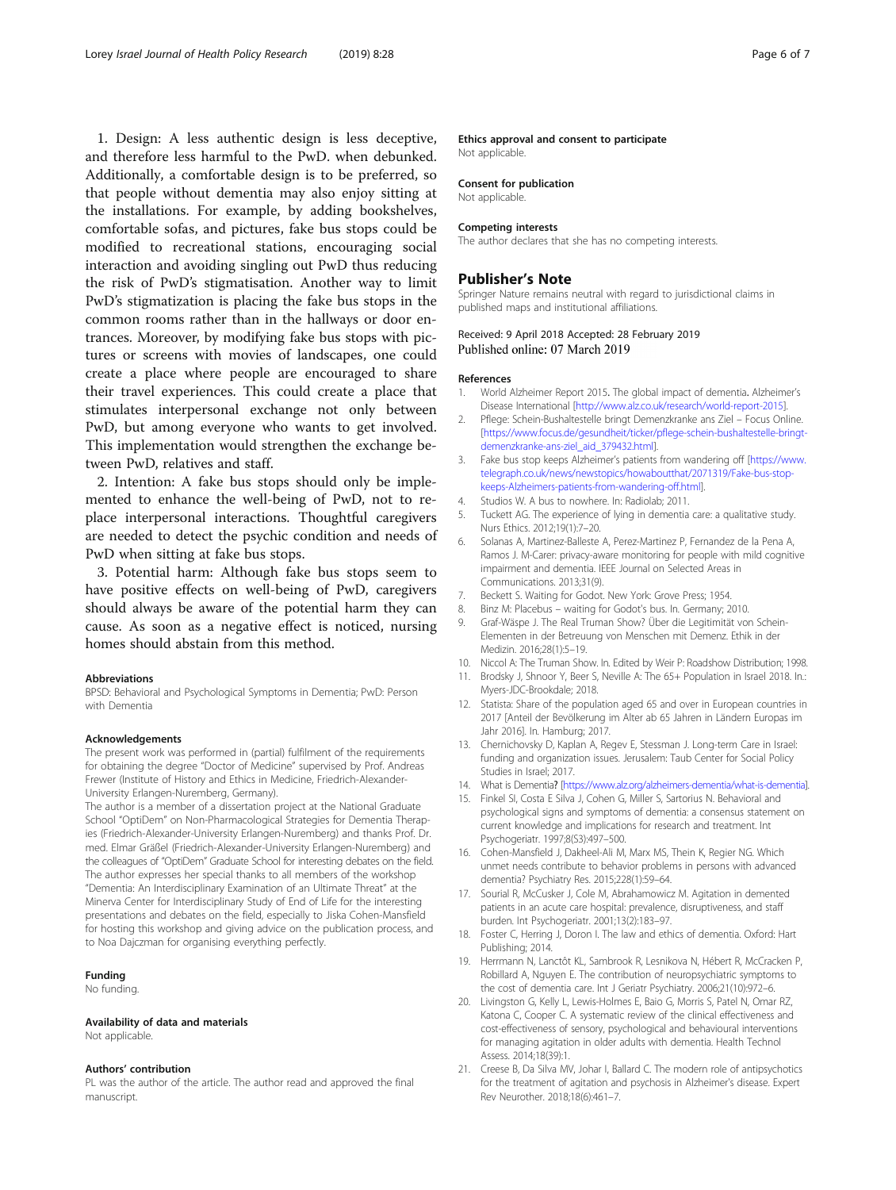1. Design: A less authentic design is less deceptive, and therefore less harmful to the PwD. when debunked. Additionally, a comfortable design is to be preferred, so that people without dementia may also enjoy sitting at the installations. For example, by adding bookshelves, comfortable sofas, and pictures, fake bus stops could be modified to recreational stations, encouraging social interaction and avoiding singling out PwD thus reducing the risk of PwD's stigmatisation. Another way to limit PwD's stigmatization is placing the fake bus stops in the common rooms rather than in the hallways or door entrances. Moreover, by modifying fake bus stops with pictures or screens with movies of landscapes, one could create a place where people are encouraged to share their travel experiences. This could create a place that stimulates interpersonal exchange not only between PwD, but among everyone who wants to get involved. This implementation would strengthen the exchange between PwD, relatives and staff.

2. Intention: A fake bus stops should only be implemented to enhance the well-being of PwD, not to replace interpersonal interactions. Thoughtful caregivers are needed to detect the psychic condition and needs of PwD when sitting at fake bus stops.

3. Potential harm: Although fake bus stops seem to have positive effects on well-being of PwD, caregivers should always be aware of the potential harm they can cause. As soon as a negative effect is noticed, nursing homes should abstain from this method.

#### Abbreviations

BPSD: Behavioral and Psychological Symptoms in Dementia; PwD: Person with Dementia

#### Acknowledgements

The present work was performed in (partial) fulfilment of the requirements for obtaining the degree "Doctor of Medicine" supervised by Prof. Andreas Frewer (Institute of History and Ethics in Medicine, Friedrich-Alexander-University Erlangen-Nuremberg, Germany).

The author is a member of a dissertation project at the National Graduate School "OptiDem" on Non-Pharmacological Strategies for Dementia Therapies (Friedrich-Alexander-University Erlangen-Nuremberg) and thanks Prof. Dr. med. Elmar Gräßel (Friedrich-Alexander-University Erlangen-Nuremberg) and the colleagues of "OptiDem" Graduate School for interesting debates on the field. The author expresses her special thanks to all members of the workshop "Dementia: An Interdisciplinary Examination of an Ultimate Threat" at the Minerva Center for Interdisciplinary Study of End of Life for the interesting presentations and debates on the field, especially to Jiska Cohen-Mansfield for hosting this workshop and giving advice on the publication process, and to Noa Dajczman for organising everything perfectly.

#### Funding

No funding.

#### Availability of data and materials

Not applicable.

#### Authors' contribution

PL was the author of the article. The author read and approved the final manuscript.

#### Ethics approval and consent to participate

Not applicable.

#### Consent for publication

Not applicable.

#### Competing interests

The author declares that she has no competing interests.

### Publisher's Note

Springer Nature remains neutral with regard to jurisdictional claims in published maps and institutional affiliations.

Received: 9 April 2018 Accepted: 28 February 2019
Published online: 07 March 2019

#### References

1. World Alzheimer Report 2015. The global impact of dementia. Alzheimer's Disease International [http://www.alz.co.uk/research/world-report-2015].
2. Pflege: Schein-Bushaltestelle bringt Demenzkranke ans Ziel – Focus Online. [https://www.focus.de/gesundheit/ticker/pflege-schein-bushaltestelle-bringt-demenzkranke-ans-ziel_aid_379432.html].
3. Fake bus stop keeps Alzheimer's patients from wandering off [https://www.telegraph.co.uk/news/newstopics/howaboutthat/2071319/Fake-bus-stop-keeps-Alzheimers-patients-from-wandering-off.html].
4. Studios W. A bus to nowhere. In: Radiolab; 2011.
5. Tuckett AG. The experience of lying in dementia care: a qualitative study. Nurs Ethics. 2012;19(1):7–20.
6. Solanas A, Martinez-Balleste A, Perez-Martinez P, Fernandez de la Pena A, Ramos J. M-Carer: privacy-aware monitoring for people with mild cognitive impairment and dementia. IEEE Journal on Selected Areas in Communications. 2013;31(9).
7. Beckett S. Waiting for Godot. New York: Grove Press; 1954.
8. Binz M: Placebus – waiting for Godot's bus. In. Germany; 2010.
9. Graf-Wäspe J. The Real Truman Show? Über die Legitimität von Schein-Elementen in der Betreuung von Menschen mit Demenz. Ethik in der Medizin. 2016;28(1):5–19.
10. Niccol A: The Truman Show. In. Edited by Weir P: Roadshow Distribution; 1998.
11. Brodsky J, Shnoor Y, Beer S, Neville A: The 65+ Population in Israel 2018. In.: Myers-JDC-Brookdale; 2018.
12. Statista: Share of the population aged 65 and over in European countries in 2017 [Anteil der Bevölkerung im Alter ab 65 Jahren in Ländern Europas im Jahr 2016]. In. Hamburg; 2017.
13. Chernichovsky D, Kaplan A, Regev E, Stessman J. Long-term Care in Israel: funding and organization issues. Jerusalem: Taub Center for Social Policy Studies in Israel; 2017.
14. What is Dementia? [https://www.alz.org/alzheimers-dementia/what-is-dementia].
15. Finkel SI, Costa E Silva J, Cohen G, Miller S, Sartorius N. Behavioral and psychological signs and symptoms of dementia: a consensus statement on current knowledge and implications for research and treatment. Int Psychogeriatr. 1997;8(S3):497–500.
16. Cohen-Mansfield J, Dakheel-Ali M, Marx MS, Thein K, Regier NG. Which unmet needs contribute to behavior problems in persons with advanced dementia? Psychiatry Res. 2015;228(1):59–64.
17. Sourial R, McCusker J, Cole M, Abrahamowicz M. Agitation in demented patients in an acute care hospital: prevalence, disruptiveness, and staff burden. Int Psychogeriatr. 2001;13(2):183–97.
18. Foster C, Herring J, Doron I. The law and ethics of dementia. Oxford: Hart Publishing; 2014.
19. Herrmann N, Lanctôt KL, Sambrook R, Lesnikova N, Hébert R, McCracken P, Robillard A, Nguyen E. The contribution of neuropsychiatric symptoms to the cost of dementia care. Int J Geriatr Psychiatry. 2006;21(10):972–6.
20. Livingston G, Kelly L, Lewis-Holmes E, Baio G, Morris S, Patel N, Omar RZ, Katona C, Cooper C. A systematic review of the clinical effectiveness and cost-effectiveness of sensory, psychological and behavioural interventions for managing agitation in older adults with dementia. Health Technol Assess. 2014;18(39):1.
21. Creese B, Da Silva MV, Johar I, Ballard C. The modern role of antipsychotics for the treatment of agitation and psychosis in Alzheimer's disease. Expert Rev Neurother. 2018;18(6):461–7.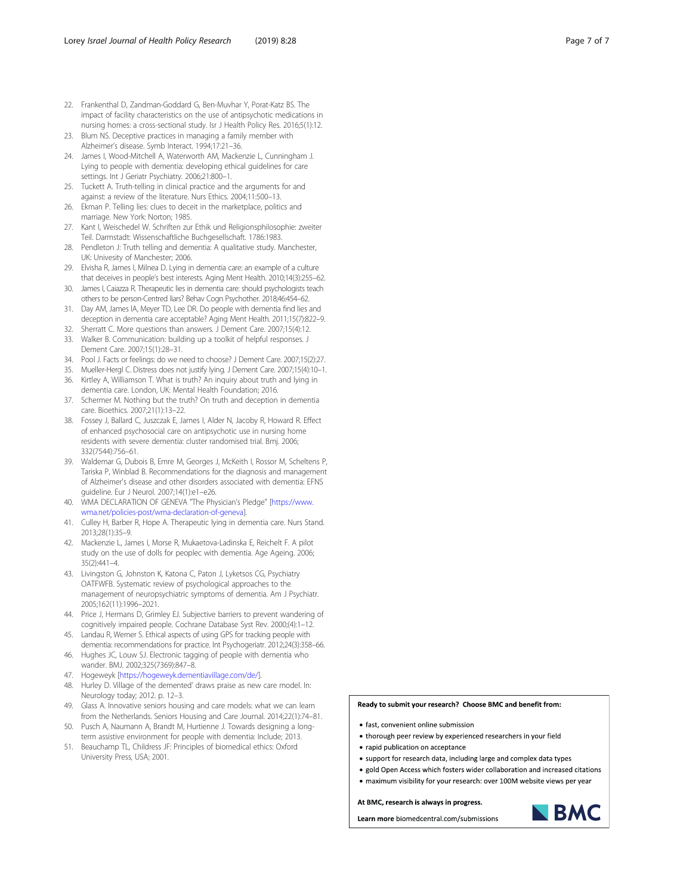22. Frankenthal D, Zandman-Goddard G, Ben-Muvhar Y, Porat-Katz BS. The impact of facility characteristics on the use of antipsychotic medications in nursing homes: a cross-sectional study. Isr J Health Policy Res. 2016;5(1):12.
23. Blum NS. Deceptive practices in managing a family member with Alzheimer's disease. Symb Interact. 1994;17:21–36.
24. James I, Wood-Mitchell A, Waterworth AM, Mackenzie L, Cunningham J. Lying to people with dementia: developing ethical guidelines for care settings. Int J Geriatr Psychiatry. 2006;21:800–1.
25. Tuckett A. Truth-telling in clinical practice and the arguments for and against: a review of the literature. Nurs Ethics. 2004;11:500–13.
26. Ekman P. Telling lies: clues to deceit in the marketplace, politics and marriage. New York: Norton; 1985.
27. Kant I, Weischedel W. Schriften zur Ethik und Religionsphilosophie: zweiter Teil. Darmstadt: Wissenschaftliche Buchgesellschaft. 1786:1983.
28. Pendleton J: Truth telling and dementia: A qualitative study. Manchester, UK: Univesity of Manchester; 2006.
29. Elvisha R, James I, Milnea D. Lying in dementia care: an example of a culture that deceives in people's best interests. Aging Ment Health. 2010;14(3):255–62.
30. James I, Caiazza R. Therapeutic lies in dementia care: should psychologists teach others to be person-Centred liars? Behav Cogn Psychother. 2018;46:454–62.
31. Day AM, James IA, Meyer TD, Lee DR. Do people with dementia find lies and deception in dementia care acceptable? Aging Ment Health. 2011;15(7):822–9.
32. Sherratt C. More questions than answers. J Dement Care. 2007;15(4):12.
33. Walker B. Communication: building up a toolkit of helpful responses. J Dement Care. 2007;15(1):28–31.
34. Pool J. Facts or feelings: do we need to choose? J Dement Care. 2007;15(2):27.
35. Mueller-Hergl C. Distress does not justify lying. J Dement Care. 2007;15(4):10–1.
36. Kirtley A, Williamson T. What is truth? An inquiry about truth and lying in dementia care. London, UK: Mental Health Foundation; 2016.
37. Schermer M. Nothing but the truth? On truth and deception in dementia care. Bioethics. 2007;21(1):13–22.
38. Fossey J, Ballard C, Juszczak E, James I, Alder N, Jacoby R, Howard R. Effect of enhanced psychosocial care on antipsychotic use in nursing home residents with severe dementia: cluster randomised trial. Bmj. 2006; 332(7544):756–61.
39. Waldemar G, Dubois B, Emre M, Georges J, McKeith I, Rossor M, Scheltens P, Tariska P, Winblad B. Recommendations for the diagnosis and management of Alzheimer's disease and other disorders associated with dementia: EFNS guideline. Eur J Neurol. 2007;14(1):e1–e26.
40. WMA DECLARATION OF GENEVA "The Physician's Pledge" [https://www.wma.net/policies-post/wma-declaration-of-geneva].
41. Culley H, Barber R, Hope A. Therapeutic lying in dementia care. Nurs Stand. 2013;28(1):35–9.
42. Mackenzie L, James I, Morse R, Mukaetova-Ladinska E, Reichelt F. A pilot study on the use of dolls for peoplec with dementia. Age Ageing. 2006; 35(2):441–4.
43. Livingston G, Johnston K, Katona C, Paton J, Lyketsos CG, Psychiatry OATFWFB. Systematic review of psychological approaches to the management of neuropsychiatric symptoms of dementia. Am J Psychiatr. 2005;162(11):1996–2021.
44. Price J, Hermans D, Grimley EJ. Subjective barriers to prevent wandering of cognitively impaired people. Cochrane Database Syst Rev. 2000;(4):1–12.
45. Landau R, Werner S. Ethical aspects of using GPS for tracking people with dementia: recommendations for practice. Int Psychogeriatr. 2012;24(3):358–66.
46. Hughes JC, Louw SJ. Electronic tagging of people with dementia who wander. BMJ. 2002;325(7369):847–8.
47. Hogeweyk [https://hogeweyk.dementiavillage.com/de/].
48. Hurley D. Village of the demented' draws praise as new care model. In: Neurology today; 2012. p. 12–3.
49. Glass A. Innovative seniors housing and care models: what we can learn from the Netherlands. Seniors Housing and Care Journal. 2014;22(1):74–81.
50. Pusch A, Naumann A, Brandt M, Hurtienne J. Towards designing a long-term assistive environment for people with dementia: Include; 2013.
51. Beauchamp TL, Childress JF: Principles of biomedical ethics: Oxford University Press, USA; 2001.

**Ready to submit your research? Choose BMC and benefit from:**

- fast, convenient online submission
- thorough peer review by experienced researchers in your field
- rapid publication on acceptance
- support for research data, including large and complex data types
- gold Open Access which fosters wider collaboration and increased citations
- maximum visibility for your research: over 100M website views per year

**At BMC, research is always in progress.**

**Learn more** biomedcentral.com/submissions

BMC